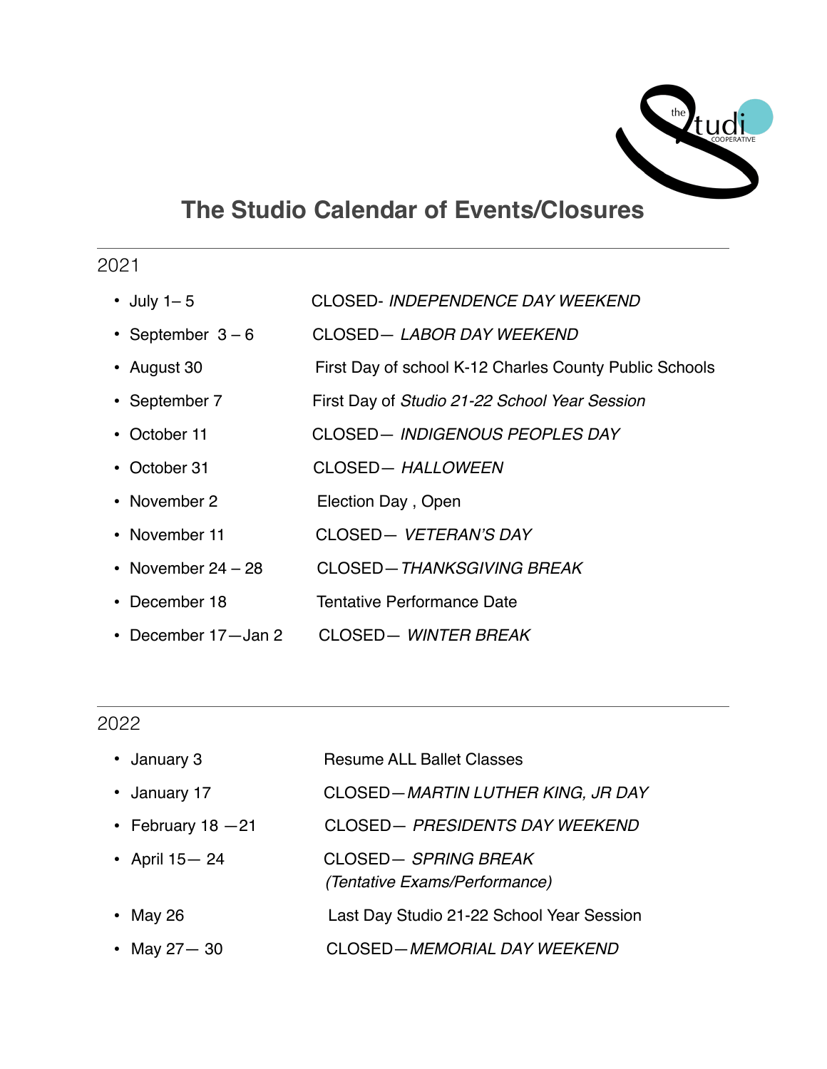# The Studio Calendar of Events/Closures

---

2021

- July 1– 5 CLOSED- *INDEPENDENCE DAY WEEKEND*
- September 3 – 6 CLOSED— *LABOR DAY WEEKEND*
- August 30 First Day of school K-12 Charles County Public Schools
- September 7 First Day of *Studio 21-22 School Year Session*
- October 11 CLOSED— *INDIGENOUS PEOPLES DAY*
- October 31 CLOSED— *HALLOWEEN*
- November 2 Election Day , Open
- November 11 CLOSED— *VETERAN'S DAY*
- November 24 – 28 CLOSED—*THANKSGIVING BREAK*
- December 18 Tentative Performance Date
- December 17—Jan 2 CLOSED— *WINTER BREAK*

---

2022

- January 3 Resume ALL Ballet Classes
- January 17 CLOSED—*MARTIN LUTHER KING, JR DAY*
- February 18 —21 CLOSED— *PRESIDENTS DAY WEEKEND*
- April 15— 24 CLOSED— *SPRING BREAK* *(Tentative Exams/Performance)*
- May 26 Last Day Studio 21-22 School Year Session
- May 27— 30 CLOSED—*MEMORIAL DAY WEEKEND*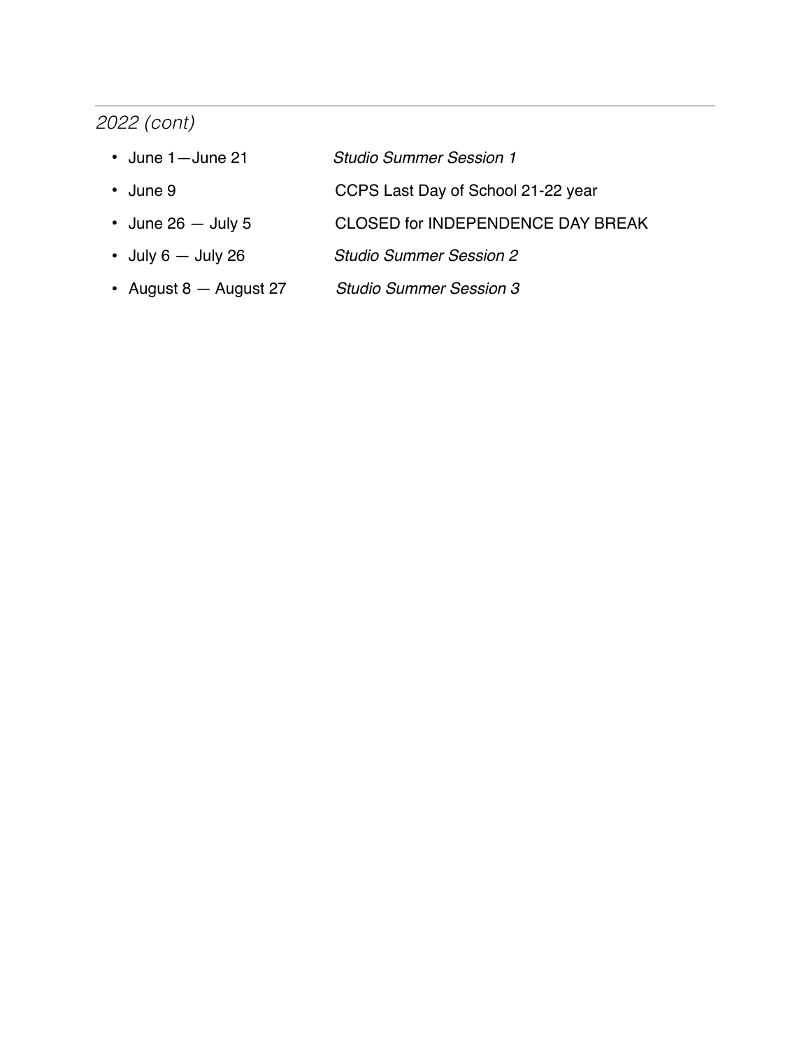*2022 (cont)*

- June 1—June 21 *Studio Summer Session 1*
- June 9 CCPS Last Day of School 21-22 year
- June 26 — July 5 CLOSED for INDEPENDENCE DAY BREAK
- July 6 — July 26 *Studio Summer Session 2*
- August 8 — August 27 *Studio Summer Session 3*